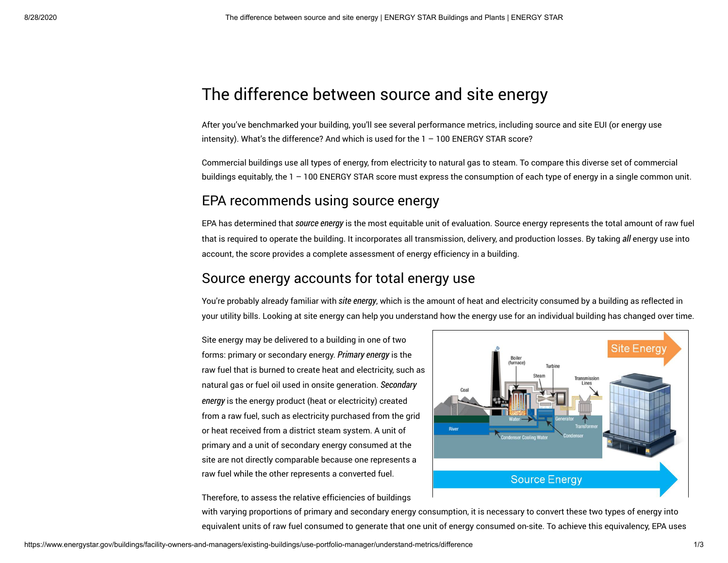# The difference between source and site energy

After you've benchmarked your building, you'll see several performance metrics, including source and site EUI (or energy use intensity). What's the difference? And which is used for the 1 – 100 ENERGY STAR score?

Commercial buildings use all types of energy, from electricity to natural gas to steam. To compare this diverse set of commercial buildings equitably, the 1 – 100 ENERGY STAR score must express the consumption of each type of energy in a single common unit.

## EPA recommends using source energy

EPA has determined that ***source energy*** is the most equitable unit of evaluation. Source energy represents the total amount of raw fuel that is required to operate the building. It incorporates all transmission, delivery, and production losses. By taking ***all*** energy use into account, the score provides a complete assessment of energy efficiency in a building.

## Source energy accounts for total energy use

You're probably already familiar with ***site energy***, which is the amount of heat and electricity consumed by a building as reflected in your utility bills. Looking at site energy can help you understand how the energy use for an individual building has changed over time.

Site energy may be delivered to a building in one of two forms: primary or secondary energy. ***Primary energy*** is the raw fuel that is burned to create heat and electricity, such as natural gas or fuel oil used in onsite generation. ***Secondary energy*** is the energy product (heat or electricity) created from a raw fuel, such as electricity purchased from the grid or heat received from a district steam system. A unit of primary and a unit of secondary energy consumed at the site are not directly comparable because one represents a raw fuel while the other represents a converted fuel.

Therefore, to assess the relative efficiencies of buildings with varying proportions of primary and secondary energy consumption, it is necessary to convert these two types of energy into equivalent units of raw fuel consumed to generate that one unit of energy consumed on-site. To achieve this equivalency, EPA uses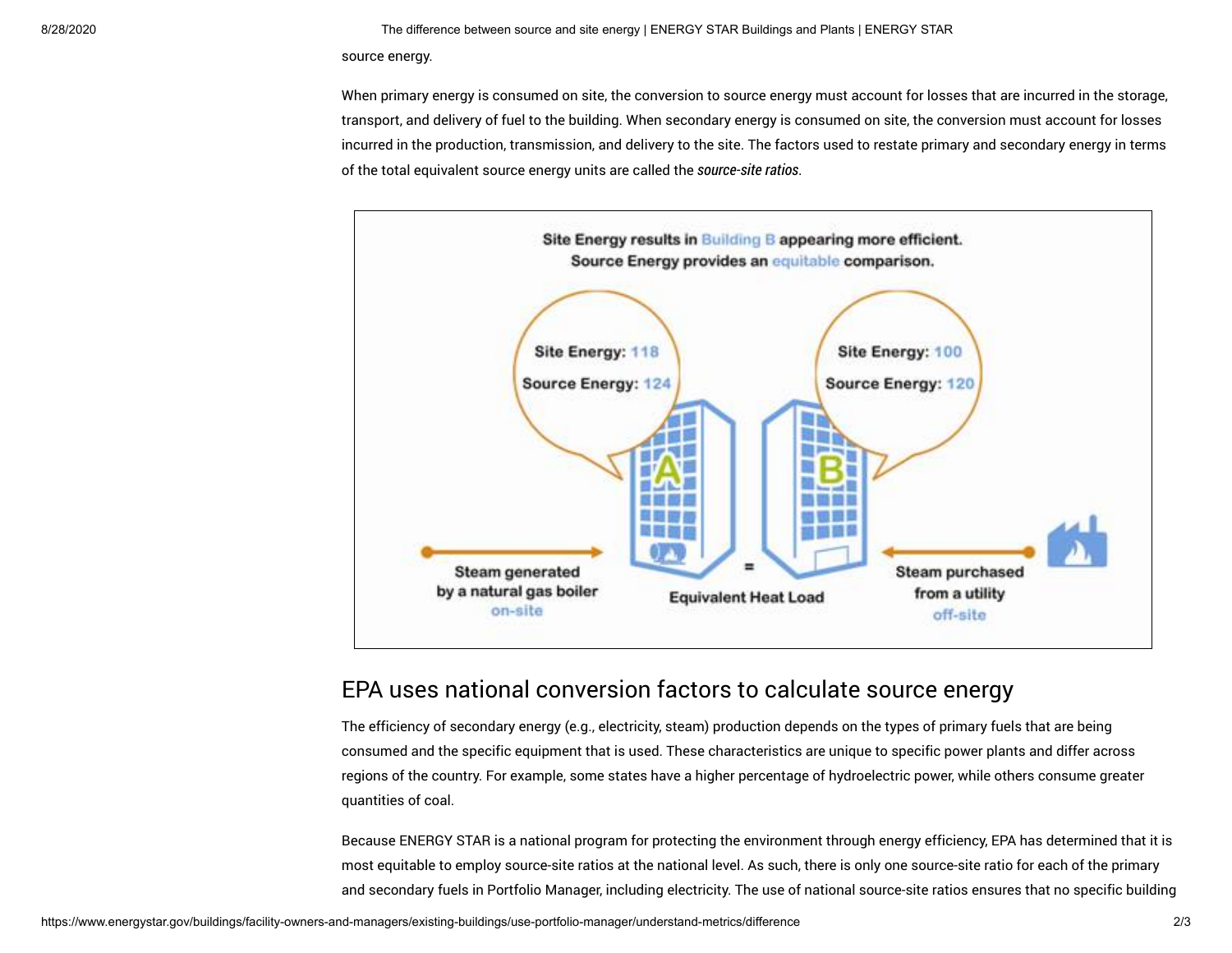source energy.

When primary energy is consumed on site, the conversion to source energy must account for losses that are incurred in the storage, transport, and delivery of fuel to the building. When secondary energy is consumed on site, the conversion must account for losses incurred in the production, transmission, and delivery to the site. The factors used to restate primary and secondary energy in terms of the total equivalent source energy units are called the ***source-site ratios***.

Site Energy results in Building B appearing more efficient.
Source Energy provides an equitable comparison.

Site Energy: 118
Source Energy: 124

Site Energy: 100
Source Energy: 120

Steam generated by a natural gas boiler on-site

Equivalent Heat Load

Steam purchased from a utility off-site

## EPA uses national conversion factors to calculate source energy

The efficiency of secondary energy (e.g., electricity, steam) production depends on the types of primary fuels that are being consumed and the specific equipment that is used. These characteristics are unique to specific power plants and differ across regions of the country. For example, some states have a higher percentage of hydroelectric power, while others consume greater quantities of coal.

Because ENERGY STAR is a national program for protecting the environment through energy efficiency, EPA has determined that it is most equitable to employ source-site ratios at the national level. As such, there is only one source-site ratio for each of the primary and secondary fuels in Portfolio Manager, including electricity. The use of national source-site ratios ensures that no specific building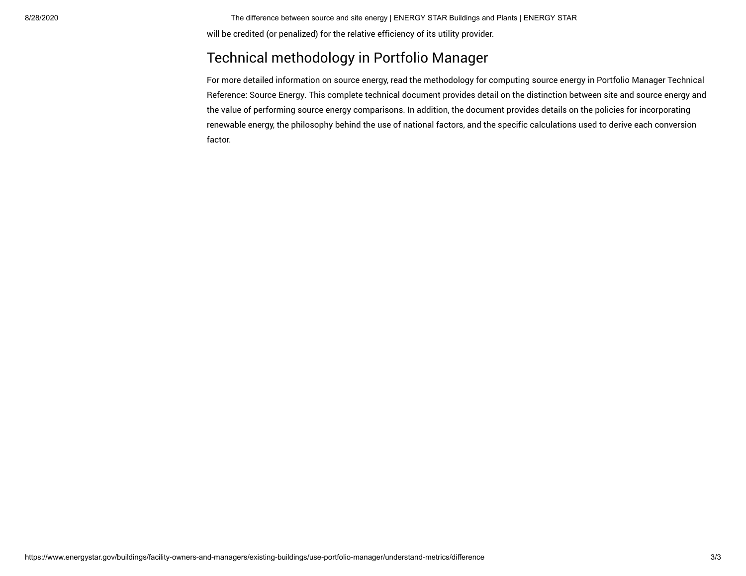will be credited (or penalized) for the relative efficiency of its utility provider.

## Technical methodology in Portfolio Manager

For more detailed information on source energy, read the methodology for computing source energy in Portfolio Manager Technical Reference: Source Energy. This complete technical document provides detail on the distinction between site and source energy and the value of performing source energy comparisons. In addition, the document provides details on the policies for incorporating renewable energy, the philosophy behind the use of national factors, and the specific calculations used to derive each conversion factor.